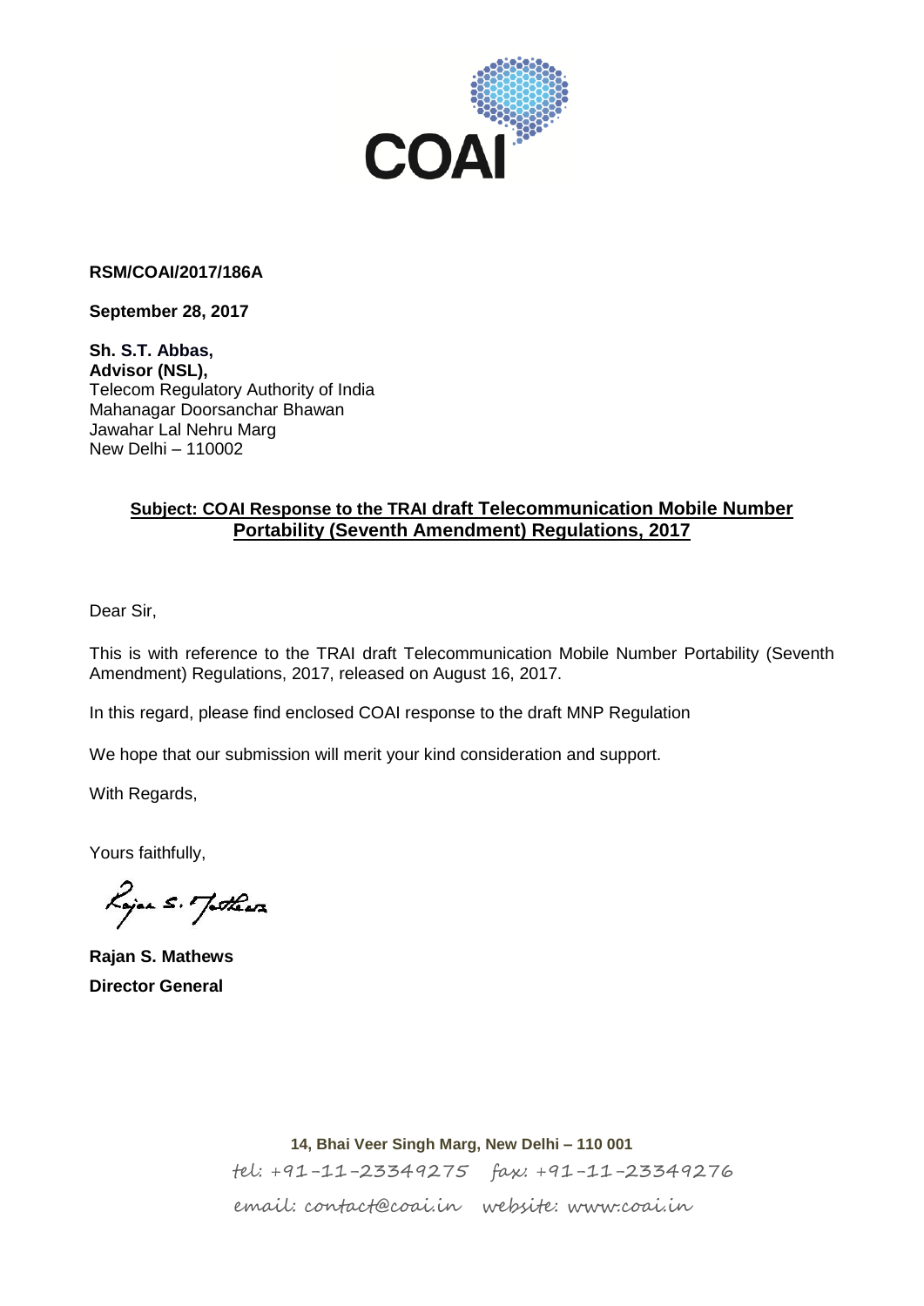COAI

**RSM/COAI/2017/186A**

**September 28, 2017**

**Sh. S.T. Abbas,**
**Advisor (NSL),**
Telecom Regulatory Authority of India
Mahanagar Doorsanchar Bhawan
Jawahar Lal Nehru Marg
New Delhi – 110002

**Subject: COAI Response to the TRAI draft Telecommunication Mobile Number Portability (Seventh Amendment) Regulations, 2017**

Dear Sir,

This is with reference to the TRAI draft Telecommunication Mobile Number Portability (Seventh Amendment) Regulations, 2017, released on August 16, 2017.

In this regard, please find enclosed COAI response to the draft MNP Regulation

We hope that our submission will merit your kind consideration and support.

With Regards,

Yours faithfully,

Rajan S. Mathews

**Rajan S. Mathews**
**Director General**

**14, Bhai Veer Singh Marg, New Delhi – 110 001**
tel: +91-11-23349275 fax: +91-11-23349276
email: contact@coai.in website: www.coai.in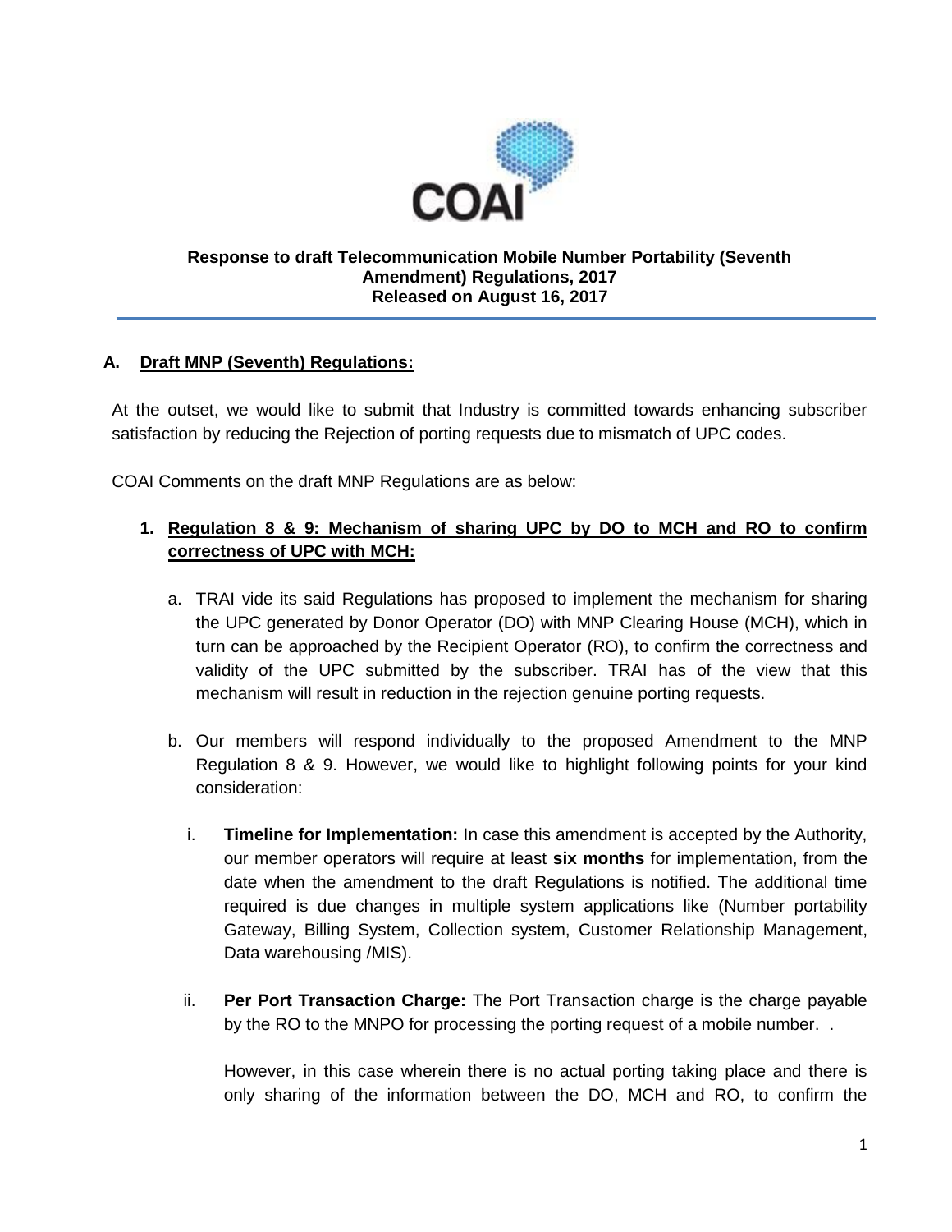**Response to draft Telecommunication Mobile Number Portability (Seventh Amendment) Regulations, 2017**
**Released on August 16, 2017**

---

## A. Draft MNP (Seventh) Regulations:

At the outset, we would like to submit that Industry is committed towards enhancing subscriber satisfaction by reducing the Rejection of porting requests due to mismatch of UPC codes.

COAI Comments on the draft MNP Regulations are as below:

1. **Regulation 8 & 9: Mechanism of sharing UPC by DO to MCH and RO to confirm correctness of UPC with MCH:**

   a. TRAI vide its said Regulations has proposed to implement the mechanism for sharing the UPC generated by Donor Operator (DO) with MNP Clearing House (MCH), which in turn can be approached by the Recipient Operator (RO), to confirm the correctness and validity of the UPC submitted by the subscriber. TRAI has of the view that this mechanism will result in reduction in the rejection genuine porting requests.

   b. Our members will respond individually to the proposed Amendment to the MNP Regulation 8 & 9. However, we would like to highlight following points for your kind consideration:

      i. **Timeline for Implementation:** In case this amendment is accepted by the Authority, our member operators will require at least **six months** for implementation, from the date when the amendment to the draft Regulations is notified. The additional time required is due changes in multiple system applications like (Number portability Gateway, Billing System, Collection system, Customer Relationship Management, Data warehousing /MIS).

      ii. **Per Port Transaction Charge:** The Port Transaction charge is the charge payable by the RO to the MNPO for processing the porting request of a mobile number. .

         However, in this case wherein there is no actual porting taking place and there is only sharing of the information between the DO, MCH and RO, to confirm the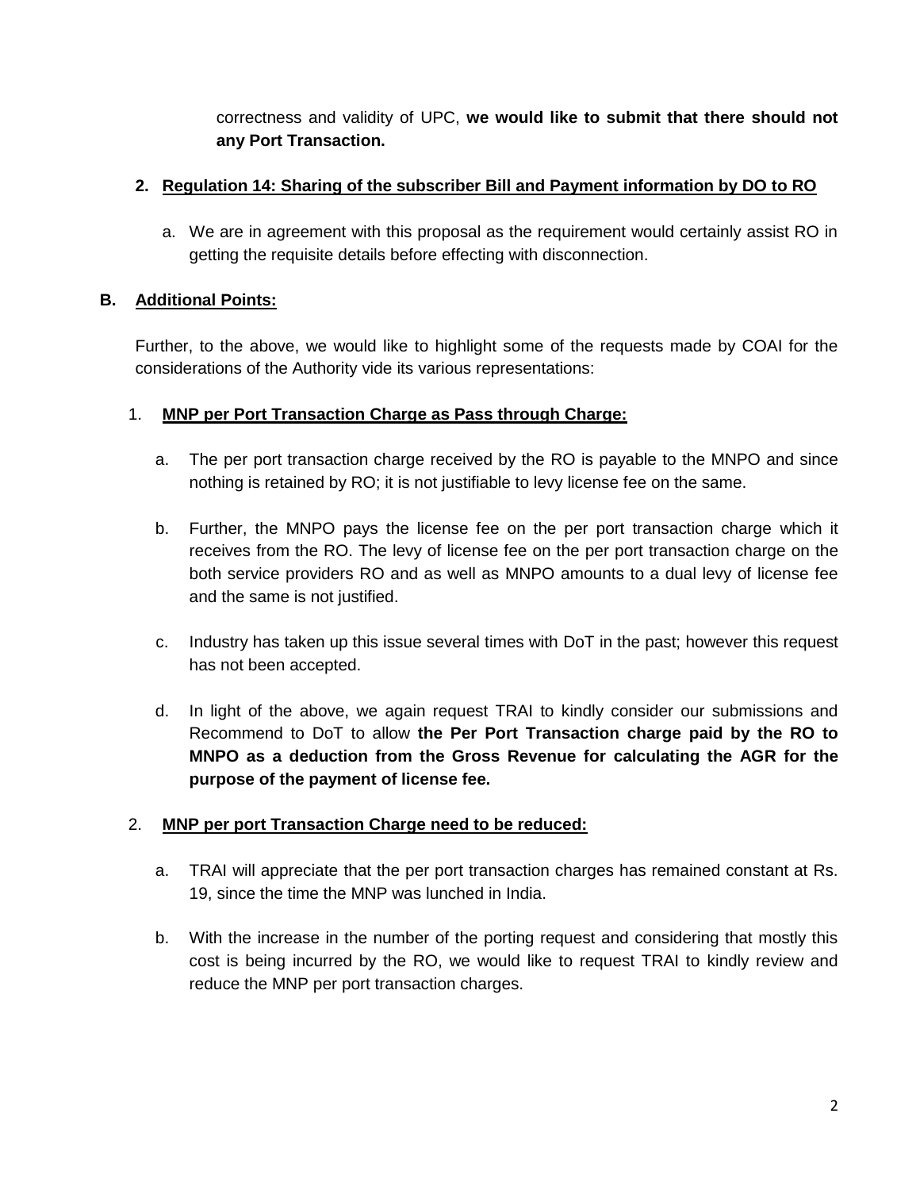correctness and validity of UPC, **we would like to submit that there should not any Port Transaction.**

2. **Regulation 14: Sharing of the subscriber Bill and Payment information by DO to RO**

   a. We are in agreement with this proposal as the requirement would certainly assist RO in getting the requisite details before effecting with disconnection.

## B. Additional Points:

Further, to the above, we would like to highlight some of the requests made by COAI for the considerations of the Authority vide its various representations:

1. **MNP per Port Transaction Charge as Pass through Charge:**

   a. The per port transaction charge received by the RO is payable to the MNPO and since nothing is retained by RO; it is not justifiable to levy license fee on the same.

   b. Further, the MNPO pays the license fee on the per port transaction charge which it receives from the RO. The levy of license fee on the per port transaction charge on the both service providers RO and as well as MNPO amounts to a dual levy of license fee and the same is not justified.

   c. Industry has taken up this issue several times with DoT in the past; however this request has not been accepted.

   d. In light of the above, we again request TRAI to kindly consider our submissions and Recommend to DoT to allow **the Per Port Transaction charge paid by the RO to MNPO as a deduction from the Gross Revenue for calculating the AGR for the purpose of the payment of license fee.**

2. **MNP per port Transaction Charge need to be reduced:**

   a. TRAI will appreciate that the per port transaction charges has remained constant at Rs. 19, since the time the MNP was lunched in India.

   b. With the increase in the number of the porting request and considering that mostly this cost is being incurred by the RO, we would like to request TRAI to kindly review and reduce the MNP per port transaction charges.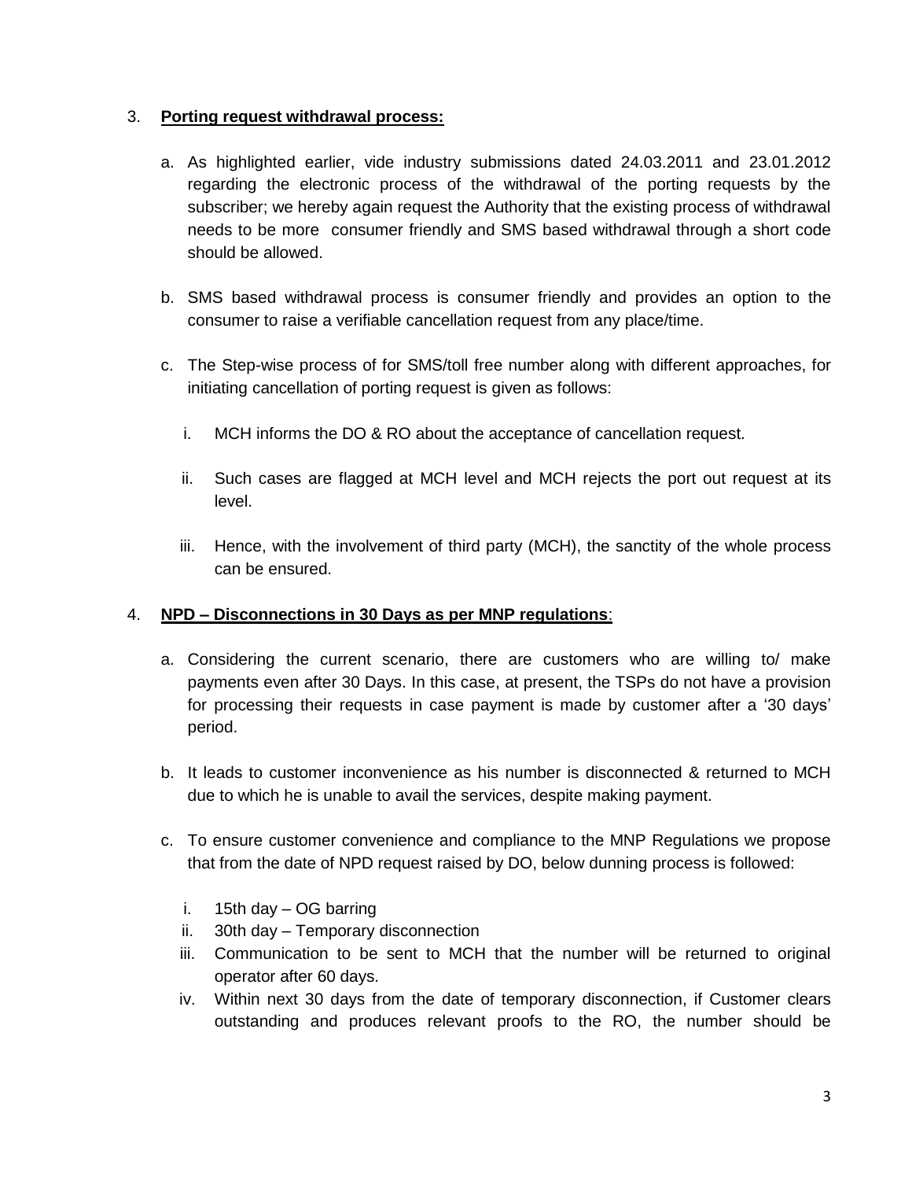3. **Porting request withdrawal process:**

   a. As highlighted earlier, vide industry submissions dated 24.03.2011 and 23.01.2012 regarding the electronic process of the withdrawal of the porting requests by the subscriber; we hereby again request the Authority that the existing process of withdrawal needs to be more consumer friendly and SMS based withdrawal through a short code should be allowed.

   b. SMS based withdrawal process is consumer friendly and provides an option to the consumer to raise a verifiable cancellation request from any place/time.

   c. The Step-wise process of for SMS/toll free number along with different approaches, for initiating cancellation of porting request is given as follows:

      i. MCH informs the DO & RO about the acceptance of cancellation request.

      ii. Such cases are flagged at MCH level and MCH rejects the port out request at its level.

      iii. Hence, with the involvement of third party (MCH), the sanctity of the whole process can be ensured.

4. **NPD – Disconnections in 30 Days as per MNP regulations**:

   a. Considering the current scenario, there are customers who are willing to/ make payments even after 30 Days. In this case, at present, the TSPs do not have a provision for processing their requests in case payment is made by customer after a '30 days' period.

   b. It leads to customer inconvenience as his number is disconnected & returned to MCH due to which he is unable to avail the services, despite making payment.

   c. To ensure customer convenience and compliance to the MNP Regulations we propose that from the date of NPD request raised by DO, below dunning process is followed:

      i. 15th day – OG barring
      ii. 30th day – Temporary disconnection
      iii. Communication to be sent to MCH that the number will be returned to original operator after 60 days.
      iv. Within next 30 days from the date of temporary disconnection, if Customer clears outstanding and produces relevant proofs to the RO, the number should be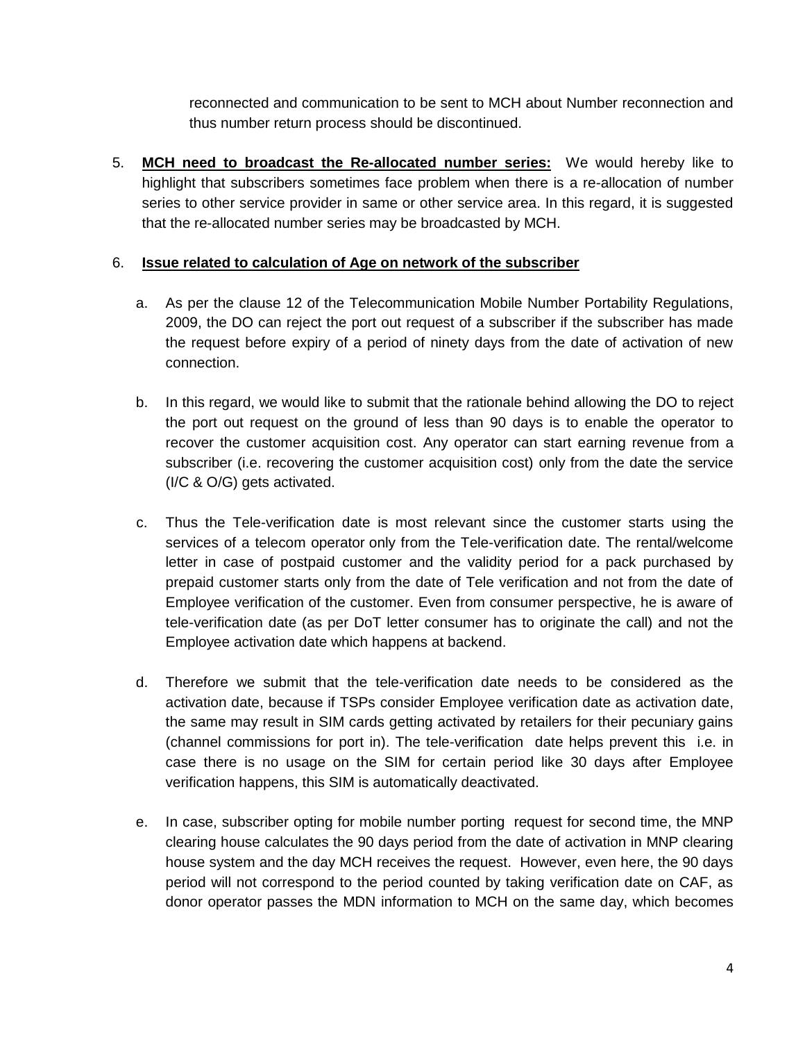reconnected and communication to be sent to MCH about Number reconnection and thus number return process should be discontinued.

5. **MCH need to broadcast the Re-allocated number series:** We would hereby like to highlight that subscribers sometimes face problem when there is a re-allocation of number series to other service provider in same or other service area. In this regard, it is suggested that the re-allocated number series may be broadcasted by MCH.

6. **Issue related to calculation of Age on network of the subscriber**

   a. As per the clause 12 of the Telecommunication Mobile Number Portability Regulations, 2009, the DO can reject the port out request of a subscriber if the subscriber has made the request before expiry of a period of ninety days from the date of activation of new connection.

   b. In this regard, we would like to submit that the rationale behind allowing the DO to reject the port out request on the ground of less than 90 days is to enable the operator to recover the customer acquisition cost. Any operator can start earning revenue from a subscriber (i.e. recovering the customer acquisition cost) only from the date the service (I/C & O/G) gets activated.

   c. Thus the Tele-verification date is most relevant since the customer starts using the services of a telecom operator only from the Tele-verification date. The rental/welcome letter in case of postpaid customer and the validity period for a pack purchased by prepaid customer starts only from the date of Tele verification and not from the date of Employee verification of the customer. Even from consumer perspective, he is aware of tele-verification date (as per DoT letter consumer has to originate the call) and not the Employee activation date which happens at backend.

   d. Therefore we submit that the tele-verification date needs to be considered as the activation date, because if TSPs consider Employee verification date as activation date, the same may result in SIM cards getting activated by retailers for their pecuniary gains (channel commissions for port in). The tele-verification date helps prevent this i.e. in case there is no usage on the SIM for certain period like 30 days after Employee verification happens, this SIM is automatically deactivated.

   e. In case, subscriber opting for mobile number porting request for second time, the MNP clearing house calculates the 90 days period from the date of activation in MNP clearing house system and the day MCH receives the request. However, even here, the 90 days period will not correspond to the period counted by taking verification date on CAF, as donor operator passes the MDN information to MCH on the same day, which becomes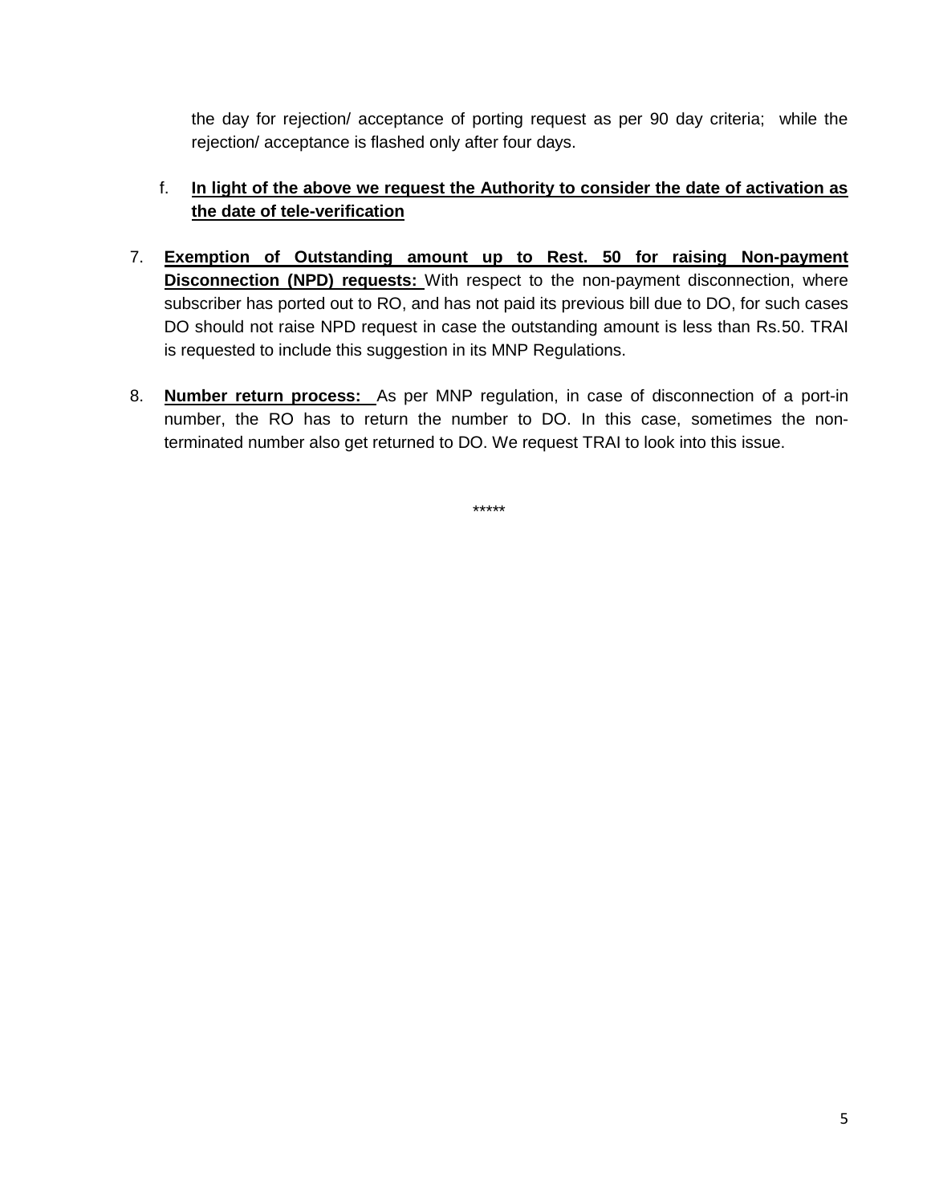the day for rejection/ acceptance of porting request as per 90 day criteria; while the rejection/ acceptance is flashed only after four days.

f. **In light of the above we request the Authority to consider the date of activation as the date of tele-verification**

7. **Exemption of Outstanding amount up to Rest. 50 for raising Non-payment Disconnection (NPD) requests:** With respect to the non-payment disconnection, where subscriber has ported out to RO, and has not paid its previous bill due to DO, for such cases DO should not raise NPD request in case the outstanding amount is less than Rs.50. TRAI is requested to include this suggestion in its MNP Regulations.

8. **Number return process:** As per MNP regulation, in case of disconnection of a port-in number, the RO has to return the number to DO. In this case, sometimes the non-terminated number also get returned to DO. We request TRAI to look into this issue.

*****